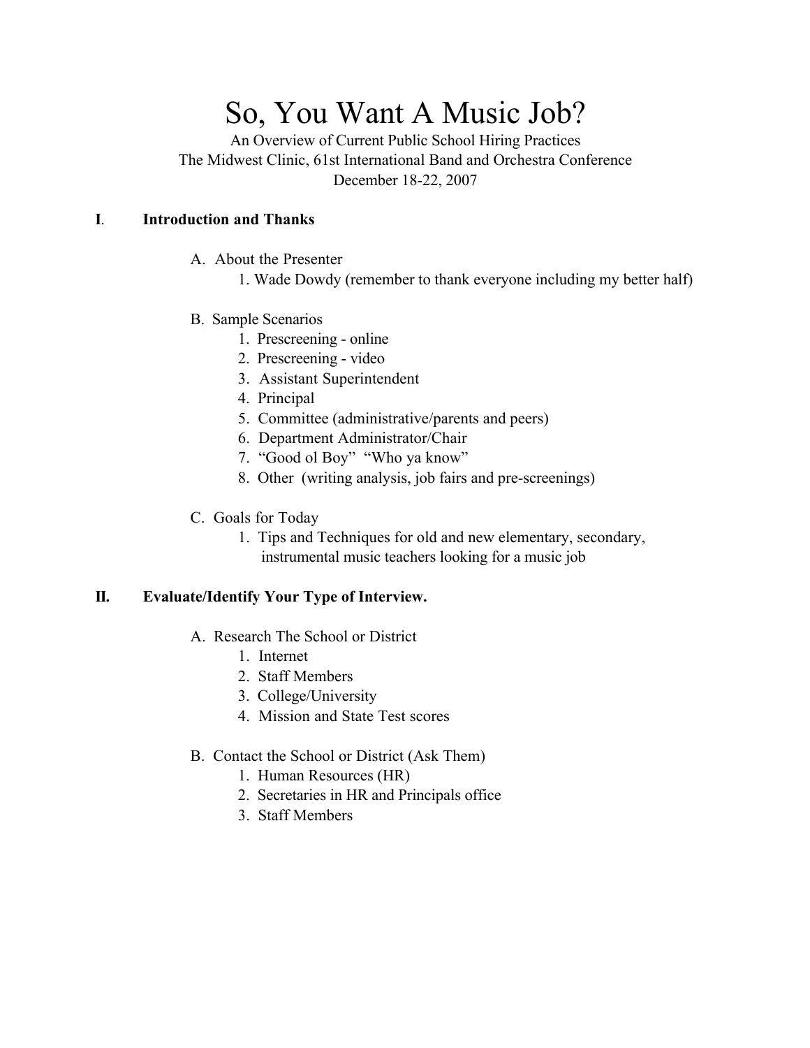# So, You Want A Music Job?

An Overview of Current Public School Hiring Practices
The Midwest Clinic, 61st International Band and Orchestra Conference
December 18-22, 2007

## I. Introduction and Thanks

A. About the Presenter
  1. Wade Dowdy (remember to thank everyone including my better half)

B. Sample Scenarios
  1. Prescreening - online
  2. Prescreening - video
  3. Assistant Superintendent
  4. Principal
  5. Committee (administrative/parents and peers)
  6. Department Administrator/Chair
  7. "Good ol Boy" "Who ya know"
  8. Other (writing analysis, job fairs and pre-screenings)

C. Goals for Today
  1. Tips and Techniques for old and new elementary, secondary, instrumental music teachers looking for a music job

## II. Evaluate/Identify Your Type of Interview.

A. Research The School or District
  1. Internet
  2. Staff Members
  3. College/University
  4. Mission and State Test scores

B. Contact the School or District (Ask Them)
  1. Human Resources (HR)
  2. Secretaries in HR and Principals office
  3. Staff Members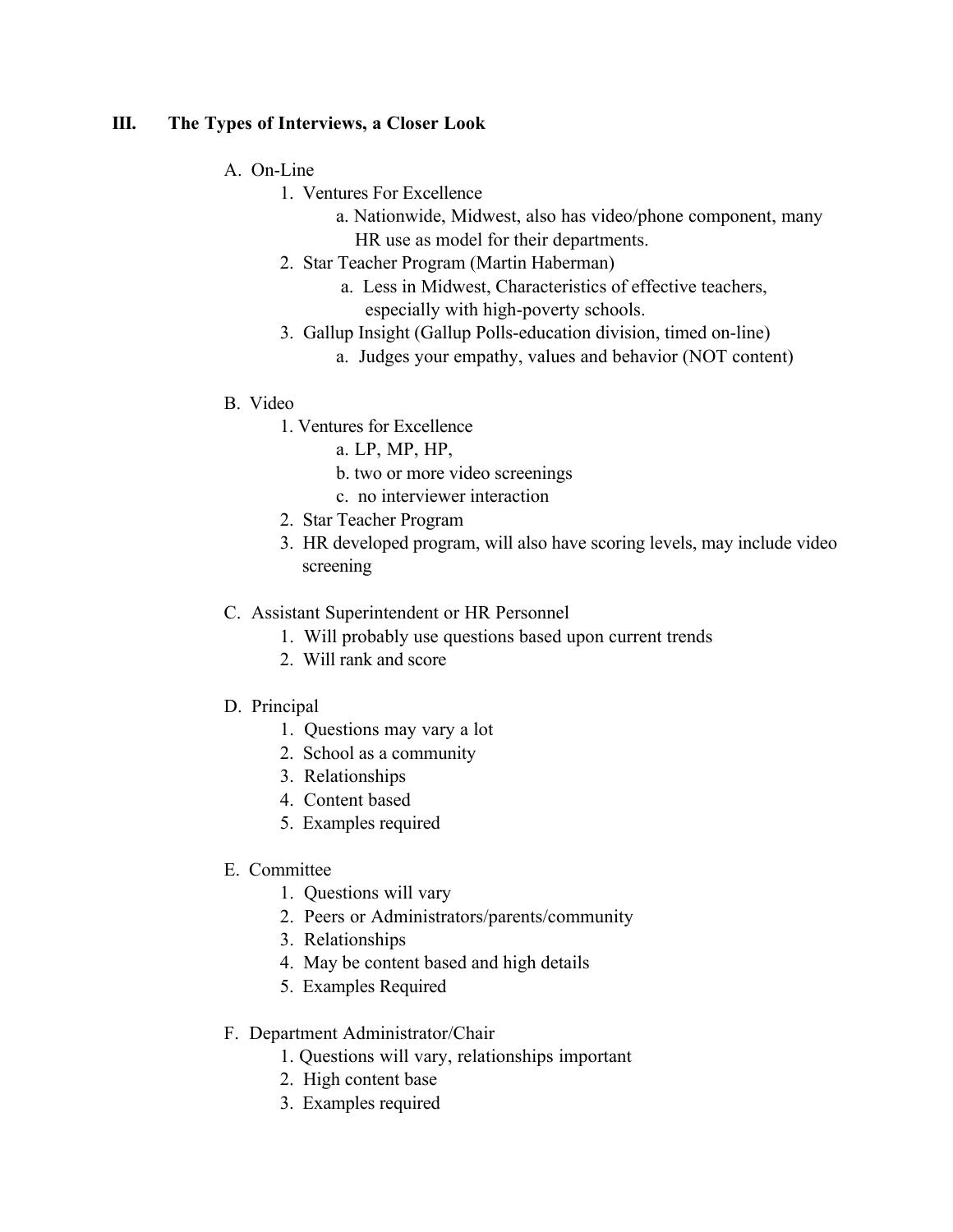## III. The Types of Interviews, a Closer Look

A. On-Line
   1. Ventures For Excellence
      a. Nationwide, Midwest, also has video/phone component, many HR use as model for their departments.
   2. Star Teacher Program (Martin Haberman)
      a. Less in Midwest, Characteristics of effective teachers, especially with high-poverty schools.
   3. Gallup Insight (Gallup Polls-education division, timed on-line)
      a. Judges your empathy, values and behavior (NOT content)

B. Video
   1. Ventures for Excellence
      a. LP, MP, HP,
      b. two or more video screenings
      c. no interviewer interaction
   2. Star Teacher Program
   3. HR developed program, will also have scoring levels, may include video screening

C. Assistant Superintendent or HR Personnel
   1. Will probably use questions based upon current trends
   2. Will rank and score

D. Principal
   1. Questions may vary a lot
   2. School as a community
   3. Relationships
   4. Content based
   5. Examples required

E. Committee
   1. Questions will vary
   2. Peers or Administrators/parents/community
   3. Relationships
   4. May be content based and high details
   5. Examples Required

F. Department Administrator/Chair
   1. Questions will vary, relationships important
   2. High content base
   3. Examples required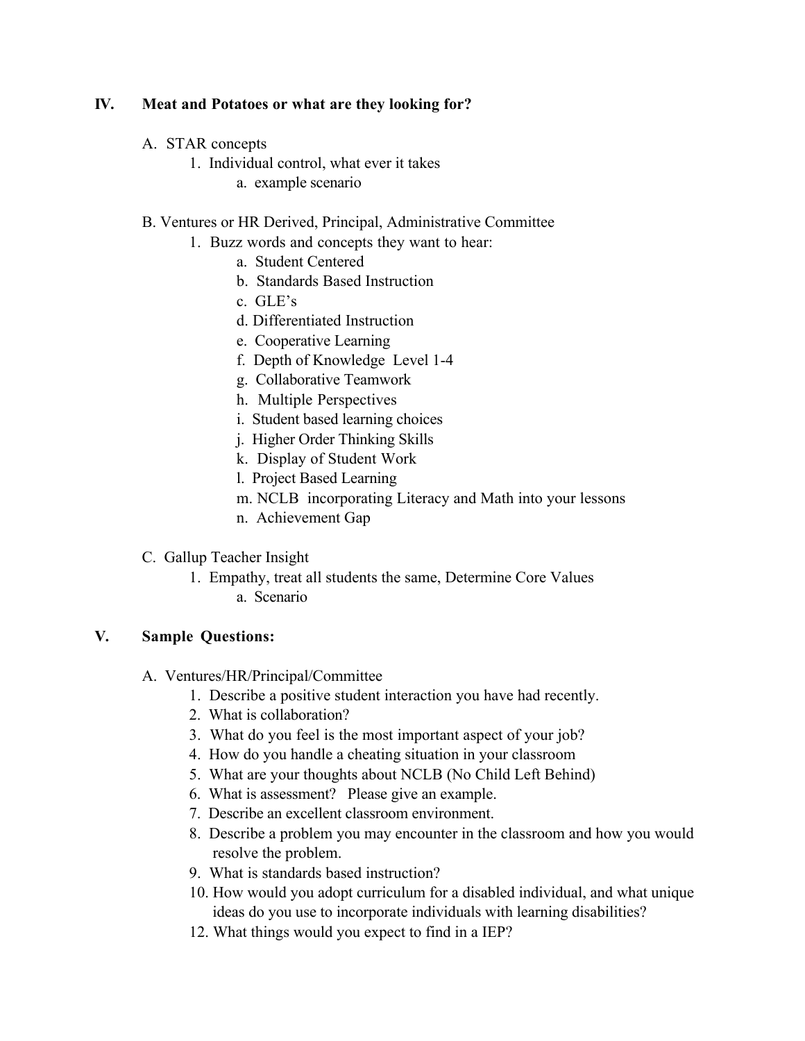## IV. Meat and Potatoes or what are they looking for?

A. STAR concepts

1. Individual control, what ever it takes
    a. example scenario

B. Ventures or HR Derived, Principal, Administrative Committee

1. Buzz words and concepts they want to hear:
    a. Student Centered
    b. Standards Based Instruction
    c. GLE's
    d. Differentiated Instruction
    e. Cooperative Learning
    f. Depth of Knowledge Level 1-4
    g. Collaborative Teamwork
    h. Multiple Perspectives
    i. Student based learning choices
    j. Higher Order Thinking Skills
    k. Display of Student Work
    l. Project Based Learning
    m. NCLB incorporating Literacy and Math into your lessons
    n. Achievement Gap

C. Gallup Teacher Insight

1. Empathy, treat all students the same, Determine Core Values
    a. Scenario

## V. Sample Questions:

A. Ventures/HR/Principal/Committee

1. Describe a positive student interaction you have had recently.
2. What is collaboration?
3. What do you feel is the most important aspect of your job?
4. How do you handle a cheating situation in your classroom
5. What are your thoughts about NCLB (No Child Left Behind)
6. What is assessment? Please give an example.
7. Describe an excellent classroom environment.
8. Describe a problem you may encounter in the classroom and how you would resolve the problem.
9. What is standards based instruction?
10. How would you adopt curriculum for a disabled individual, and what unique ideas do you use to incorporate individuals with learning disabilities?

12. What things would you expect to find in a IEP?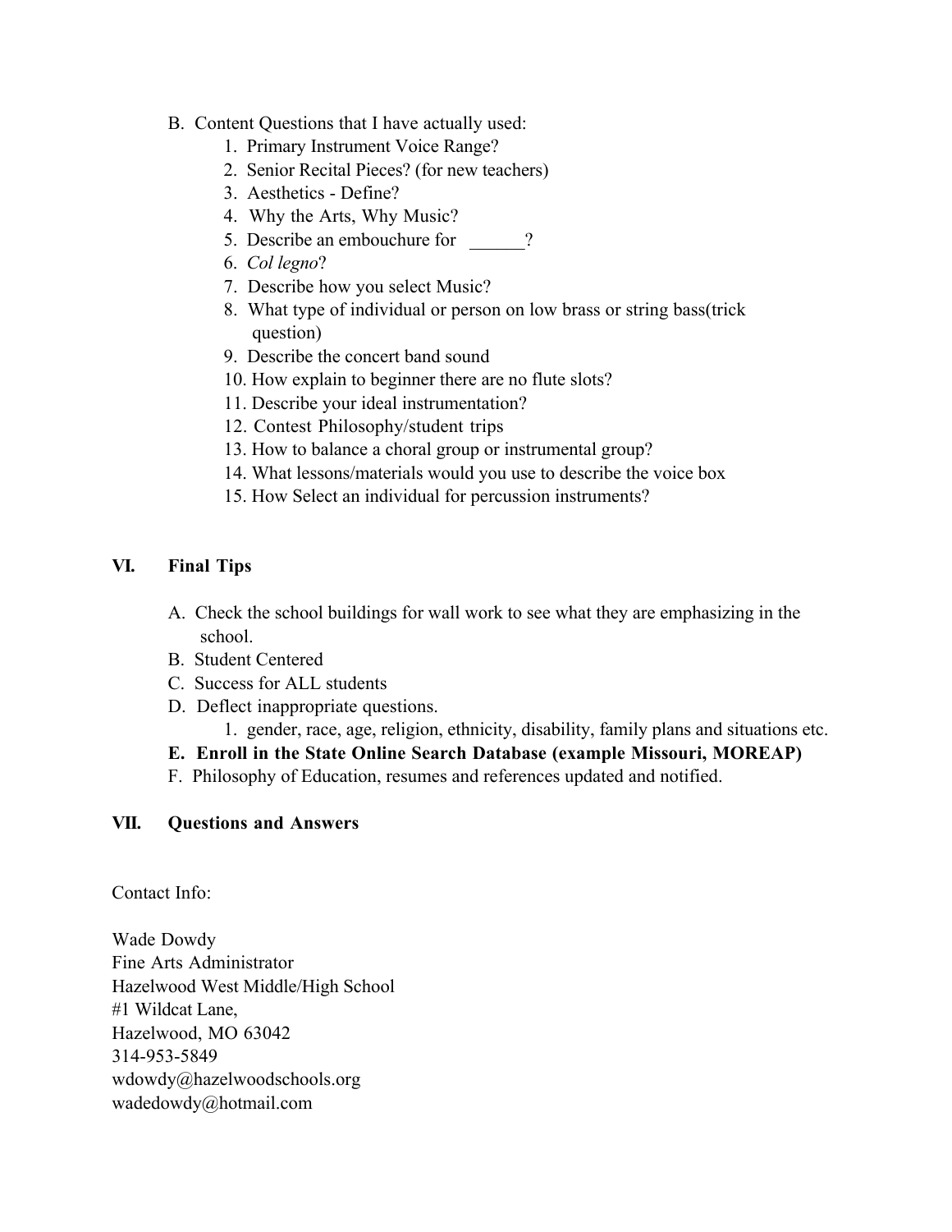B. Content Questions that I have actually used:

1. Primary Instrument Voice Range?
2. Senior Recital Pieces? (for new teachers)
3. Aesthetics - Define?
4. Why the Arts, Why Music?
5. Describe an embouchure for ______?
6. *Col legno*?
7. Describe how you select Music?
8. What type of individual or person on low brass or string bass(trick question)
9. Describe the concert band sound
10. How explain to beginner there are no flute slots?
11. Describe your ideal instrumentation?
12. Contest Philosophy/student trips
13. How to balance a choral group or instrumental group?
14. What lessons/materials would you use to describe the voice box
15. How Select an individual for percussion instruments?

## VI. Final Tips

A. Check the school buildings for wall work to see what they are emphasizing in the school.

B. Student Centered

C. Success for ALL students

D. Deflect inappropriate questions.

1. gender, race, age, religion, ethnicity, disability, family plans and situations etc.

**E. Enroll in the State Online Search Database (example Missouri, MOREAP)**

F. Philosophy of Education, resumes and references updated and notified.

## VII. Questions and Answers

Contact Info:

Wade Dowdy
Fine Arts Administrator
Hazelwood West Middle/High School
#1 Wildcat Lane,
Hazelwood, MO 63042
314-953-5849
wdowdy@hazelwoodschools.org
wadedowdy@hotmail.com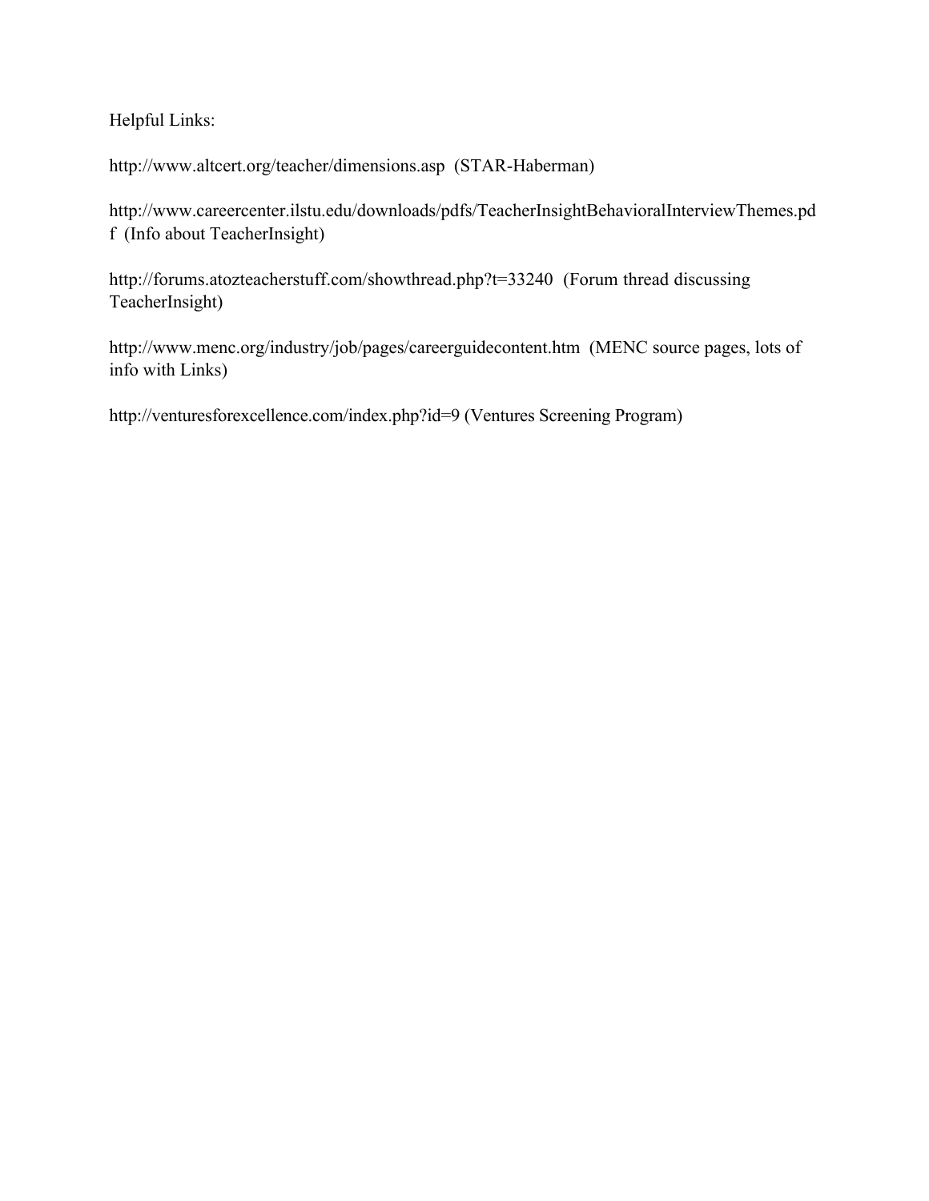Helpful Links:

http://www.altcert.org/teacher/dimensions.asp (STAR-Haberman)

http://www.careercenter.ilstu.edu/downloads/pdfs/TeacherInsightBehavioralInterviewThemes.pdf (Info about TeacherInsight)

http://forums.atozteacherstuff.com/showthread.php?t=33240 (Forum thread discussing TeacherInsight)

http://www.menc.org/industry/job/pages/careerguidecontent.htm (MENC source pages, lots of info with Links)

http://venturesforexcellence.com/index.php?id=9 (Ventures Screening Program)